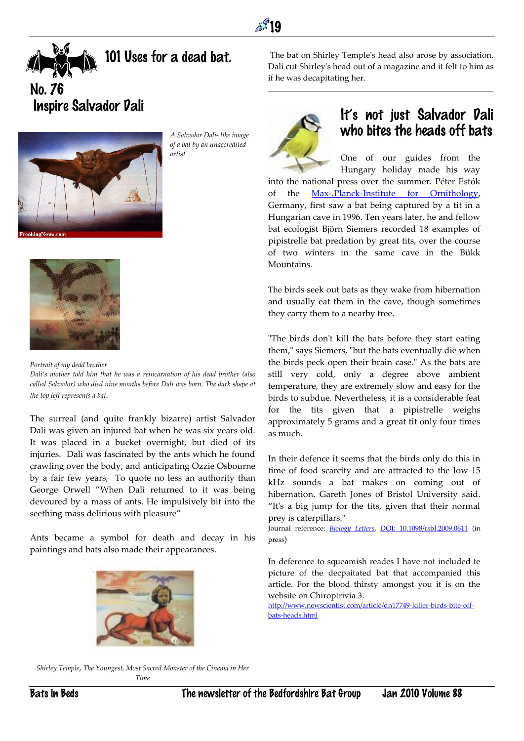# 101 Uses for a dead bat.

## No. 76
## Inspire Salvador Dali

*A Salvador Dali- like image of a bat by an unaccredited artist*

*Portrait of my dead brother*

*Dali's mother told him that he was a reincarnation of his dead brother (also called Salvador) who died nine months before Dali was born. The dark shape at the top left represents a bat.*

The surreal (and quite frankly bizarre) artist Salvador Dali was given an injured bat when he was six years old. It was placed in a bucket overnight, but died of its injuries. Dali was fascinated by the ants which he found crawling over the body, and anticipating Ozzie Osbourne by a fair few years, To quote no less an authority than George Orwell "When Dali returned to it was being devoured by a mass of ants. He impulsively bit into the seething mass delirious with pleasure"

Ants became a symbol for death and decay in his paintings and bats also made their appearances.

*Shirley Temple, The Youngest, Most Sacred Monster of the Cinema in Her Time*

The bat on Shirley Temple's head also arose by association. Dali cut Shirley's head out of a magazine and it felt to him as if he was decapitating her.

## It's not just Salvador Dali who bites the heads off bats

One of our guides from the Hungary holiday made his way into the national press over the summer. Péter Estók of the Max-.Planck-Institute for Ornithology, Germany, first saw a bat being captured by a tit in a Hungarian cave in 1996. Ten years later, he and fellow bat ecologist Björn Siemers recorded 18 examples of pipistrelle bat predation by great tits, over the course of two winters in the same cave in the Bükk Mountains.

The birds seek out bats as they wake from hibernation and usually eat them in the cave, though sometimes they carry them to a nearby tree.

"The birds don't kill the bats before they start eating them," says Siemers, "but the bats eventually die when the birds peck open their brain case." As the bats are still very cold, only a degree above ambient temperature, they are extremely slow and easy for the birds to subdue. Nevertheless, it is a considerable feat for the tits given that a pipistrelle weighs approximately 5 grams and a great tit only four times as much.

In their defence it seems that the birds only do this in time of food scarcity and are attracted to the low 15 kHz sounds a bat makes on coming out of hibernation. Gareth Jones of Bristol University said. "It's a big jump for the tits, given that their normal prey is caterpillars."

Journal reference: *Biology Letters*, DOI: 10.1098/rsbl.2009.0611 (in press)

In deference to squeamish reades I have not included te picture of the decpaitated bat that accompanied this article. For the blood thirsty amongst you it is on the website on Chiroptrivia 3.

http://www.newscientist.com/article/dn17749-killer-birds-bite-off-bats-heads.html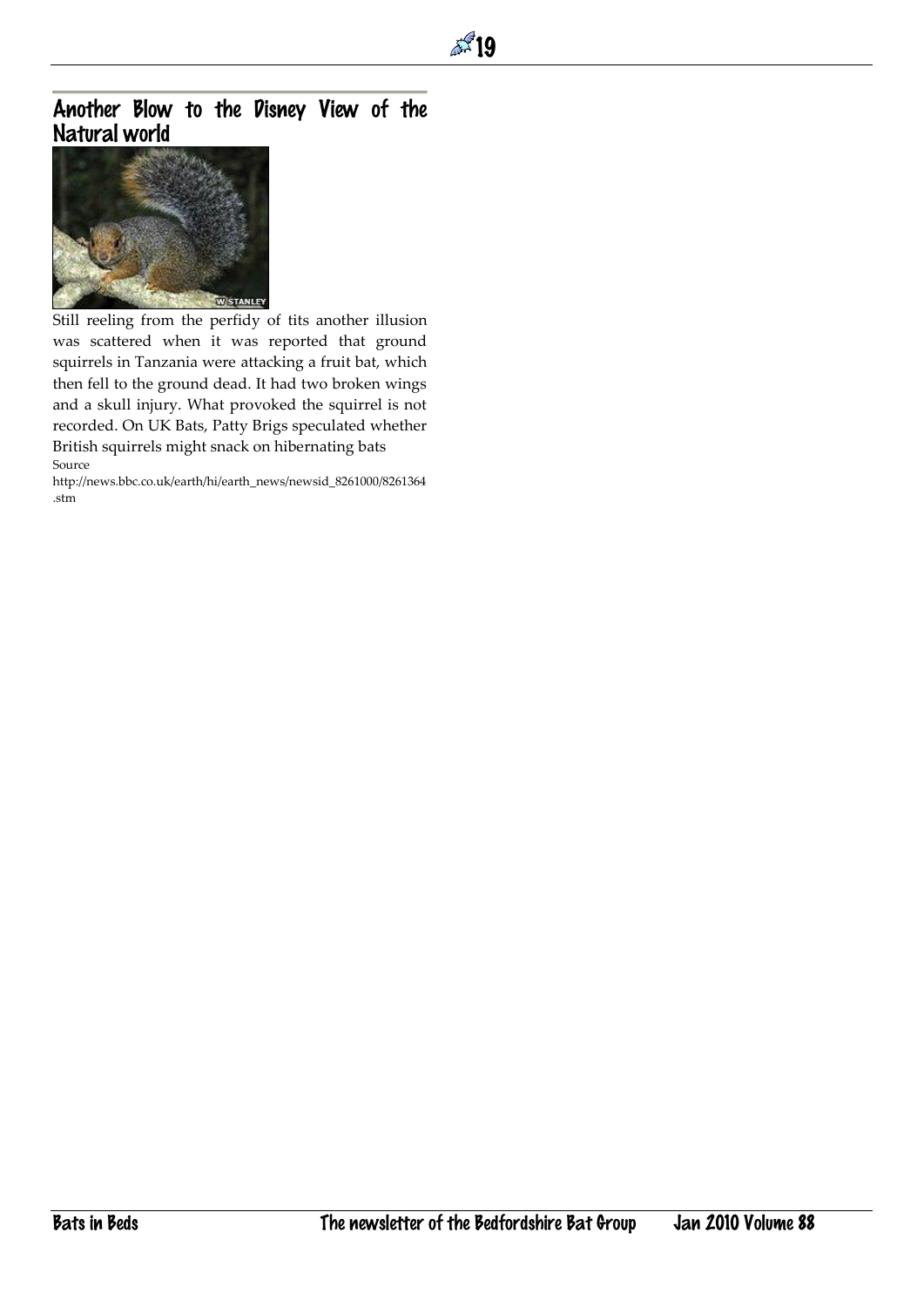## Another Blow to the Disney View of the Natural world

Still reeling from the perfidy of tits another illusion was scattered when it was reported that ground squirrels in Tanzania were attacking a fruit bat, which then fell to the ground dead. It had two broken wings and a skull injury. What provoked the squirrel is not recorded. On UK Bats, Patty Brigs speculated whether British squirrels might snack on hibernating bats

Source

http://news.bbc.co.uk/earth/hi/earth_news/newsid_8261000/8261364.stm